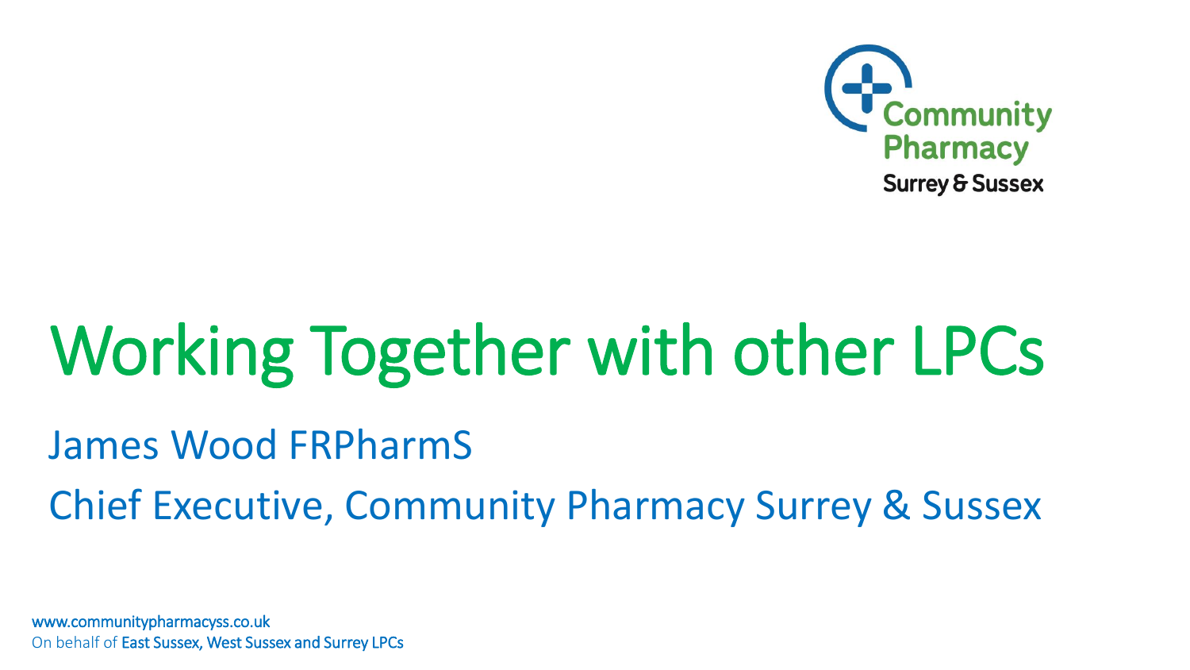Community Pharmacy
Surrey & Sussex

# Working Together with other LPCs

James Wood FRPharmS

Chief Executive, Community Pharmacy Surrey & Sussex

www.communitypharmacyss.co.uk
On behalf of East Sussex, West Sussex and Surrey LPCs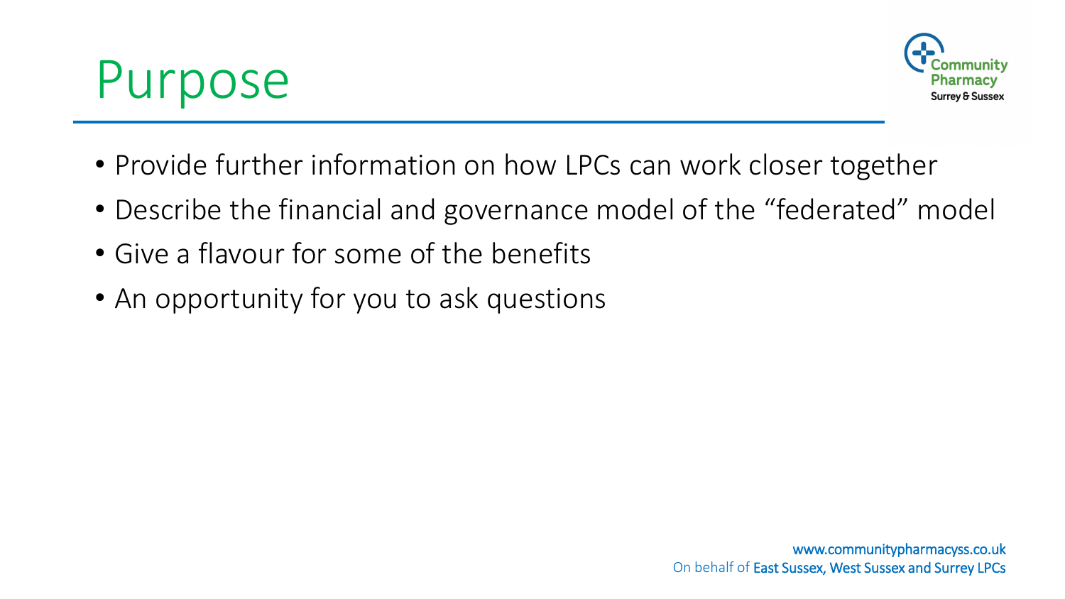# Purpose

- Provide further information on how LPCs can work closer together
- Describe the financial and governance model of the "federated" model
- Give a flavour for some of the benefits
- An opportunity for you to ask questions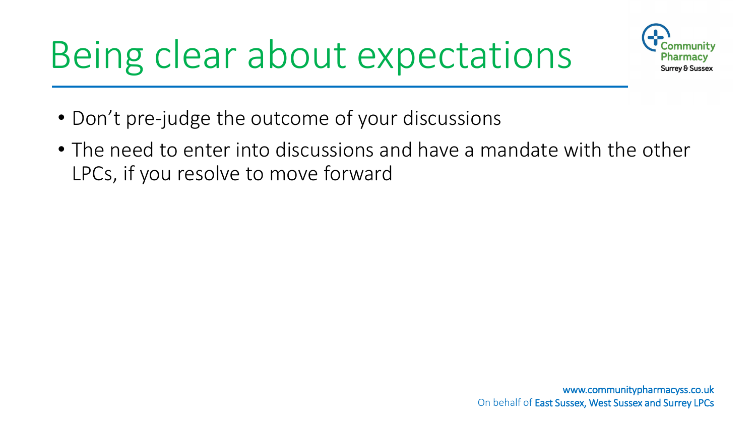# Being clear about expectations

- Don’t pre-judge the outcome of your discussions
- The need to enter into discussions and have a mandate with the other LPCs, if you resolve to move forward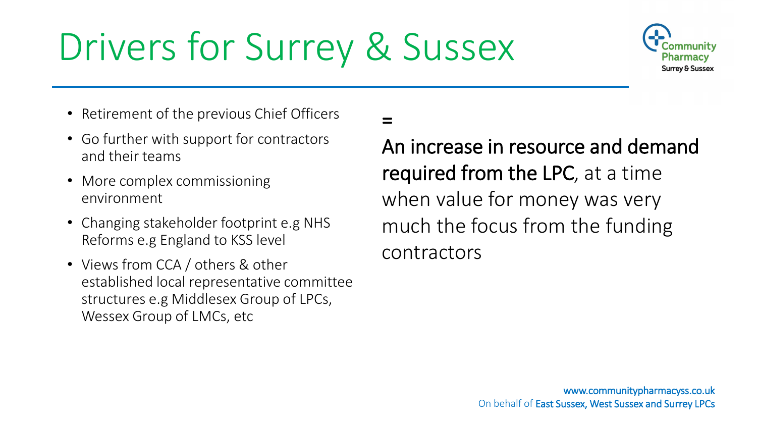# Drivers for Surrey & Sussex

- Retirement of the previous Chief Officers
- Go further with support for contractors and their teams
- More complex commissioning environment
- Changing stakeholder footprint e.g NHS Reforms e.g England to KSS level
- Views from CCA / others & other established local representative committee structures e.g Middlesex Group of LPCs, Wessex Group of LMCs, etc

=

An increase in resource and demand required from the LPC, at a time when value for money was very much the focus from the funding contractors

www.communitypharmacyss.co.uk
On behalf of East Sussex, West Sussex and Surrey LPCs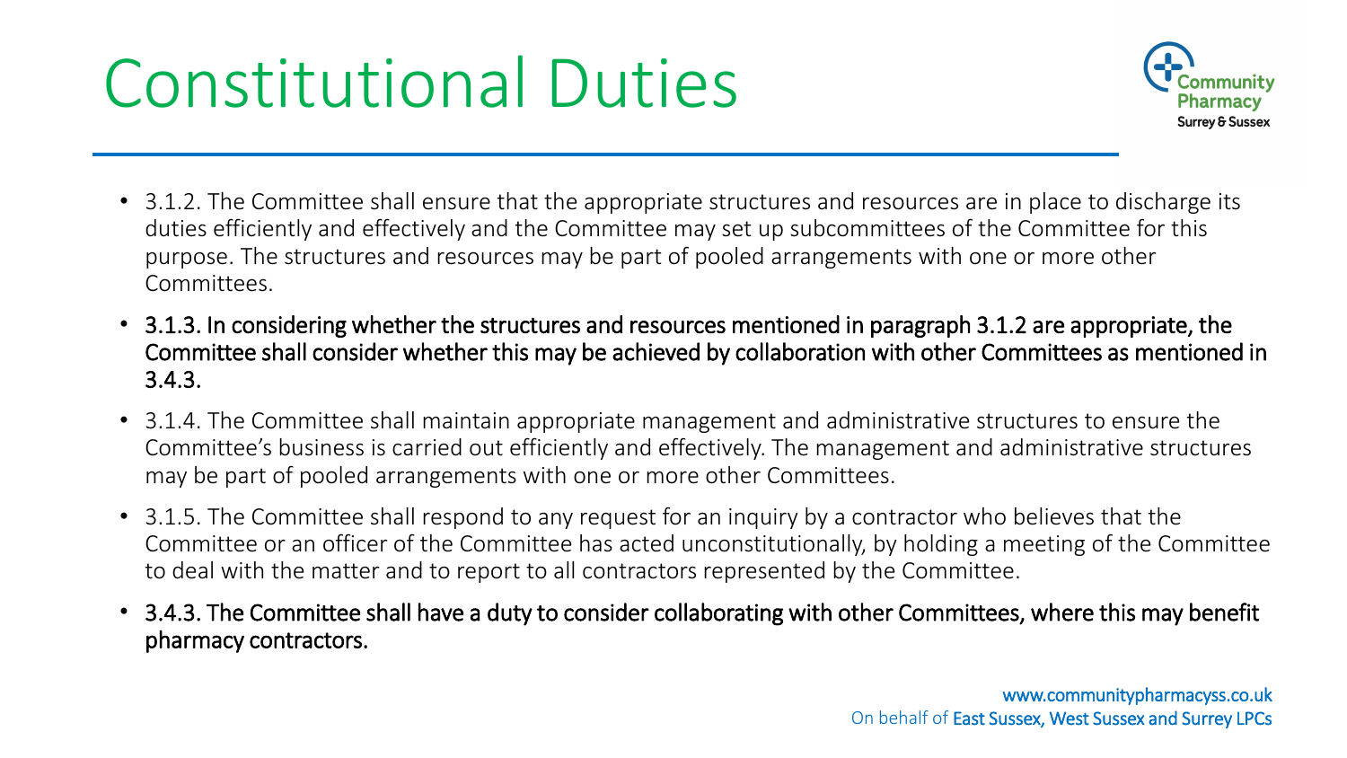# Constitutional Duties

- 3.1.2. The Committee shall ensure that the appropriate structures and resources are in place to discharge its duties efficiently and effectively and the Committee may set up subcommittees of the Committee for this purpose. The structures and resources may be part of pooled arrangements with one or more other Committees.
- 3.1.3. In considering whether the structures and resources mentioned in paragraph 3.1.2 are appropriate, the Committee shall consider whether this may be achieved by collaboration with other Committees as mentioned in 3.4.3.
- 3.1.4. The Committee shall maintain appropriate management and administrative structures to ensure the Committee's business is carried out efficiently and effectively. The management and administrative structures may be part of pooled arrangements with one or more other Committees.
- 3.1.5. The Committee shall respond to any request for an inquiry by a contractor who believes that the Committee or an officer of the Committee has acted unconstitutionally, by holding a meeting of the Committee to deal with the matter and to report to all contractors represented by the Committee.
- 3.4.3. The Committee shall have a duty to consider collaborating with other Committees, where this may benefit pharmacy contractors.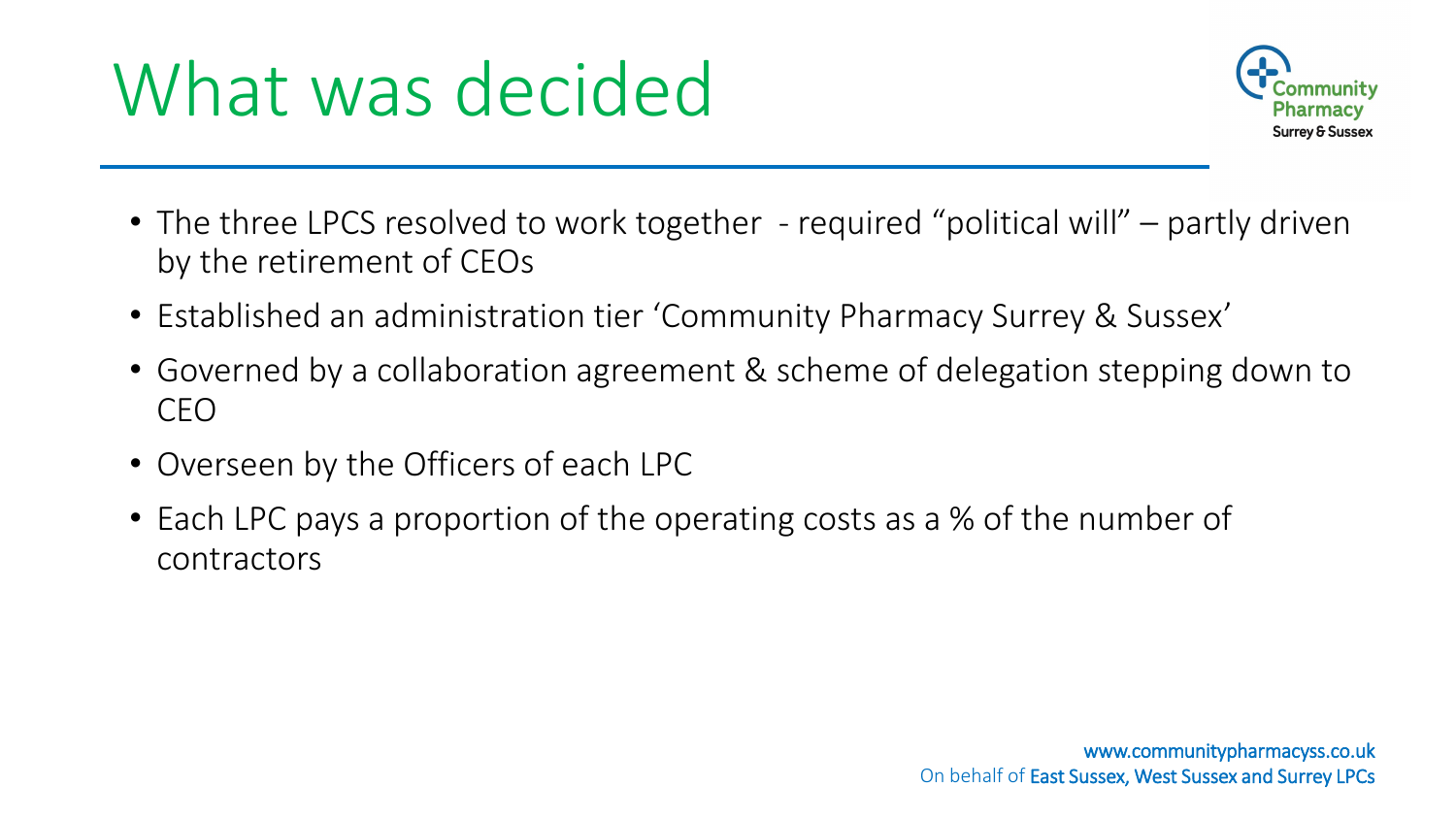# What was decided

- The three LPCS resolved to work together - required "political will" – partly driven by the retirement of CEOs
- Established an administration tier 'Community Pharmacy Surrey & Sussex'
- Governed by a collaboration agreement & scheme of delegation stepping down to CEO
- Overseen by the Officers of each LPC
- Each LPC pays a proportion of the operating costs as a % of the number of contractors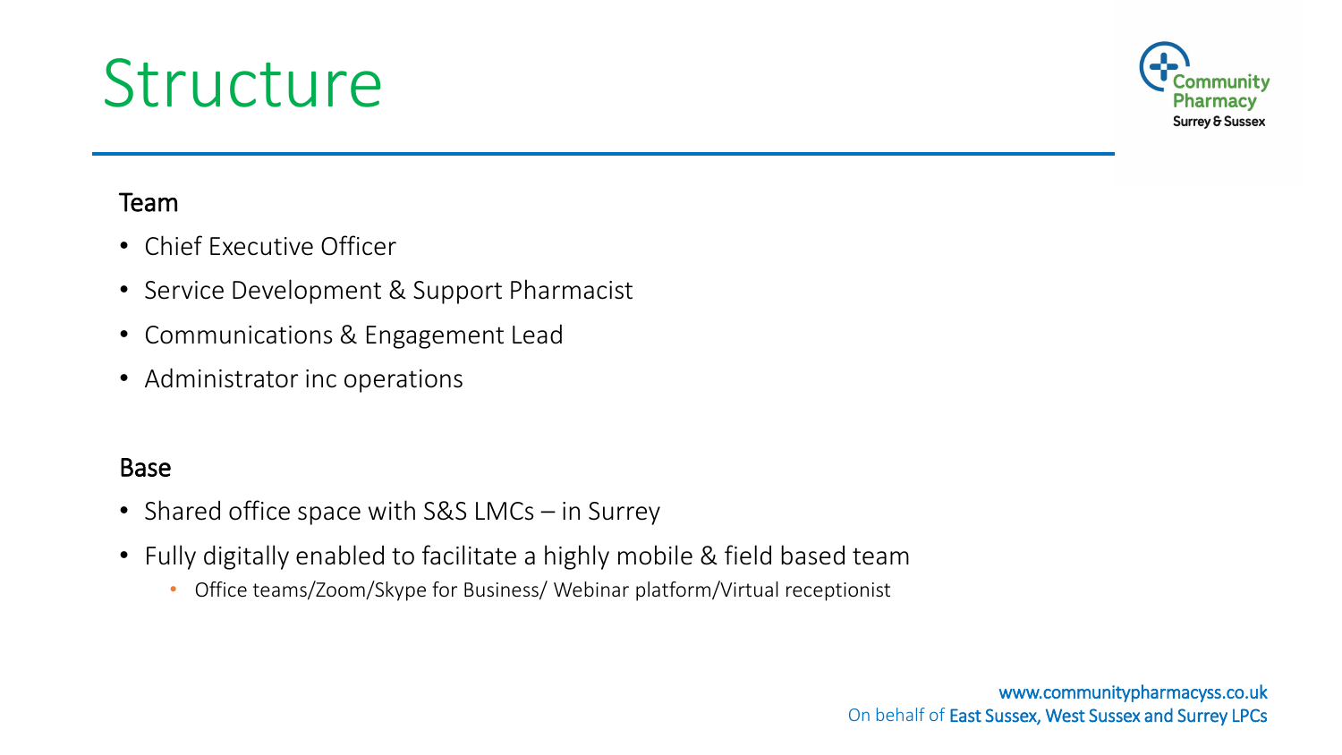# Structure

## Team

- Chief Executive Officer
- Service Development & Support Pharmacist
- Communications & Engagement Lead
- Administrator inc operations

## Base

- Shared office space with S&S LMCs – in Surrey
- Fully digitally enabled to facilitate a highly mobile & field based team
  - Office teams/Zoom/Skype for Business/ Webinar platform/Virtual receptionist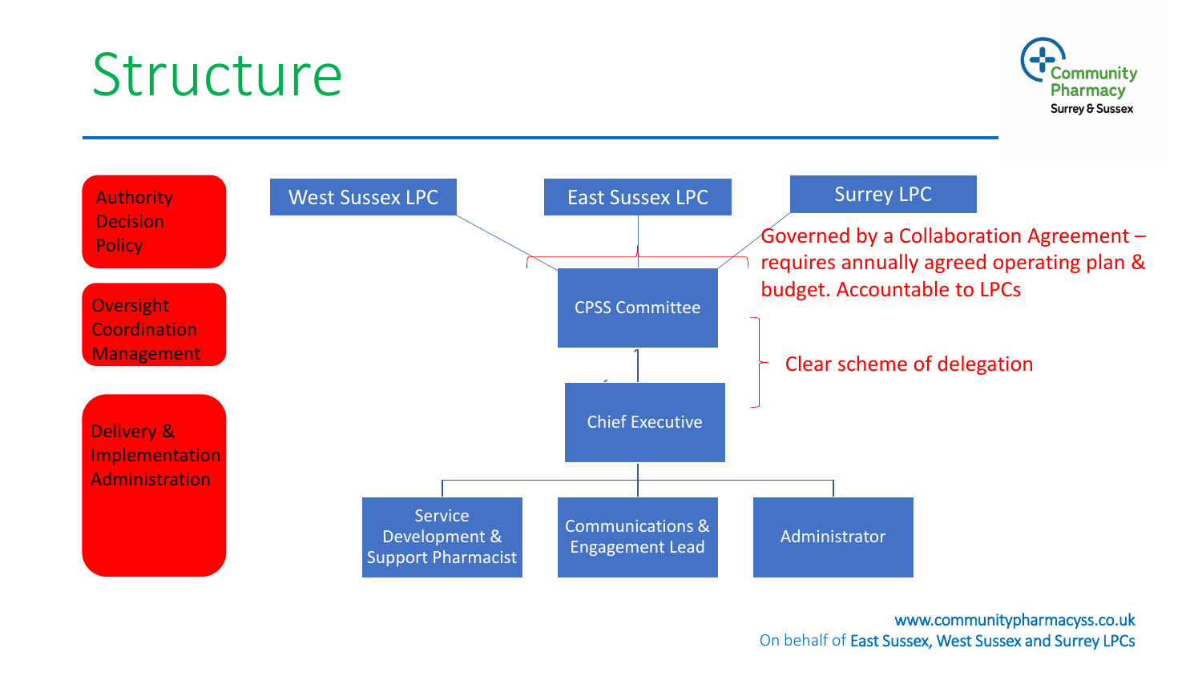# Structure

**Authority**
**Decision**
**Policy**

**Oversight**
**Coordination**
**Management**

**Delivery &**
**Implementation**
**Administration**

- West Sussex LPC
- East Sussex LPC
- Surrey LPC

Governed by a Collaboration Agreement – requires annually agreed operating plan & budget. Accountable to LPCs

- CPSS Committee

Clear scheme of delegation

- Chief Executive
  - Service Development & Support Pharmacist
  - Communications & Engagement Lead
  - Administrator

www.communitypharmacyss.co.uk
On behalf of East Sussex, West Sussex and Surrey LPCs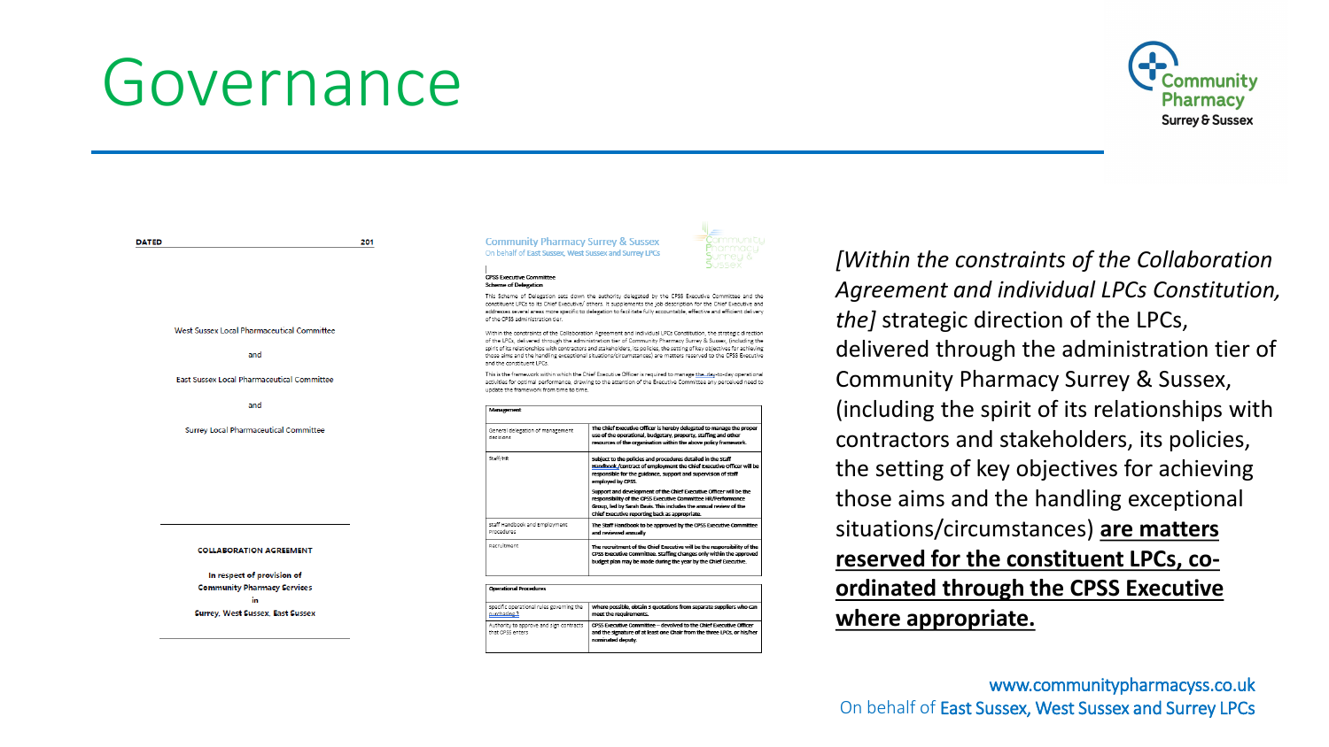# Governance

DATED 201

West Sussex Local Pharmaceutical Committee

and

East Sussex Local Pharmaceutical Committee

and

Surrey Local Pharmaceutical Committee

**COLLABORATION AGREEMENT**

**In respect of provision of Community Pharmacy Services in Surrey, West Sussex, East Sussex**

Community Pharmacy Surrey & Sussex
On behalf of East Sussex, West Sussex and Surrey LPCs

**CPSS Executive Committee**
**Scheme of Delegation**

This Scheme of Delegation sets down the authority delegated by the CPSS Executive Committee and the constituent LPCs to its Chief Executive/ others. It supplements the job description for the Chief Executive and addresses several areas more specific to delegation to facilitate fully accountable, effective and efficient delivery of the CPSS administration tier.

Within the constraints of the Collaboration Agreement and individual LPCs Constitution, the strategic direction of the LPCs, delivered through the administration tier of Community Pharmacy Surrey & Sussex, (including the spirit of its relationships with contractors and stakeholders, its policies, the setting of key objectives for achieving those aims and the handling exceptional situations/circumstances) are matters reserved to the CPSS Executive and the constituent LPCs.

This is the framework within which the Chief Executive Officer is required to manage the day-to-day operational activities for optimal performance, drawing to the attention of the Executive Committee any perceived need to update the framework from time to time.

| Management | |
|---|---|
| General delegation of management decisions | The Chief Executive officer is hereby delegated to manage the proper use of the operational, budgetary, property, staffing and other resources of the organisation within the above policy framework. |
| Staff/HR | Subject to the policies and procedures detailed in the staff Handbook/contract of employment the Chief Executive Officer will be responsible for the guidance, support and supervision of staff employed by CPSS. Support and development of the Chief Executive Officer will be the responsibility of the CPSS Executive Committee HR/Performance Group, led by Sarah Davis. This includes the annual review of the Chief Executive reporting back as appropriate. |
| Staff Handbook and Employment Procedures | The Staff Handbook to be approved by the CPSS Executive Committee and reviewed annually |
| Recruitment | The recruitment of the Chief Executive will be the responsibility of the CPSS Executive committee. Staffing changes only within the approved budget plan may be made during the year by the Chief Executive. |

| Operational Procedures | |
|---|---|
| Specific operational rules governing the purchasing 3 | Where possible, obtain 3 quotations from separate suppliers who can meet the requirements. |
| Authority to approve and sign contracts that CPSS enters | CPSS Executive Committee – devolved to the Chief Executive Officer and the signature of at least one Chair from the three LPCs, or his/her nominated deputy. |

*[Within the constraints of the Collaboration Agreement and individual LPCs Constitution, the]* strategic direction of the LPCs, delivered through the administration tier of Community Pharmacy Surrey & Sussex, (including the spirit of its relationships with contractors and stakeholders, its policies, the setting of key objectives for achieving those aims and the handling exceptional situations/circumstances) **are matters reserved for the constituent LPCs, co-ordinated through the CPSS Executive where appropriate.**

www.communitypharmacyss.co.uk
On behalf of East Sussex, West Sussex and Surrey LPCs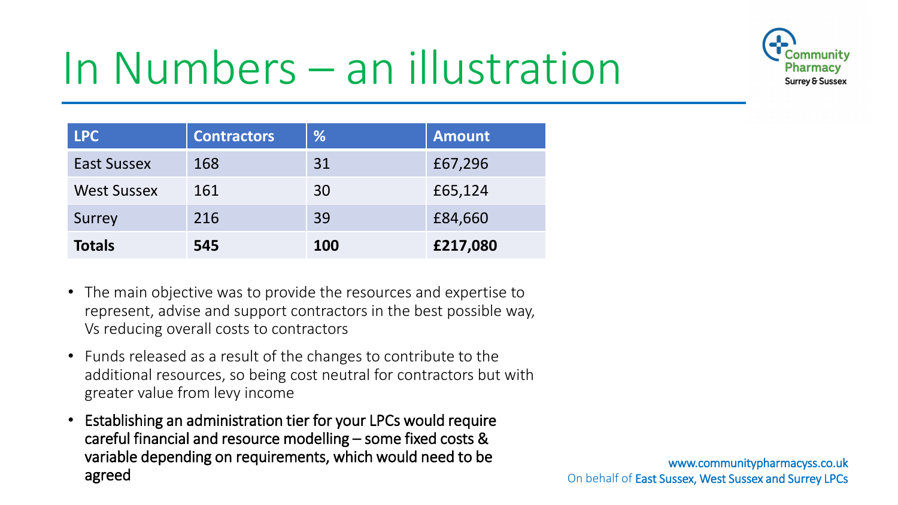# In Numbers – an illustration

| LPC | Contractors | % | Amount |
|---|---|---|---|
| East Sussex | 168 | 31 | £67,296 |
| West Sussex | 161 | 30 | £65,124 |
| Surrey | 216 | 39 | £84,660 |
| **Totals** | **545** | **100** | **£217,080** |

- The main objective was to provide the resources and expertise to represent, advise and support contractors in the best possible way, Vs reducing overall costs to contractors
- Funds released as a result of the changes to contribute to the additional resources, so being cost neutral for contractors but with greater value from levy income
- Establishing an administration tier for your LPCs would require careful financial and resource modelling – some fixed costs & variable depending on requirements, which would need to be agreed

www.communitypharmacyss.co.uk
On behalf of East Sussex, West Sussex and Surrey LPCs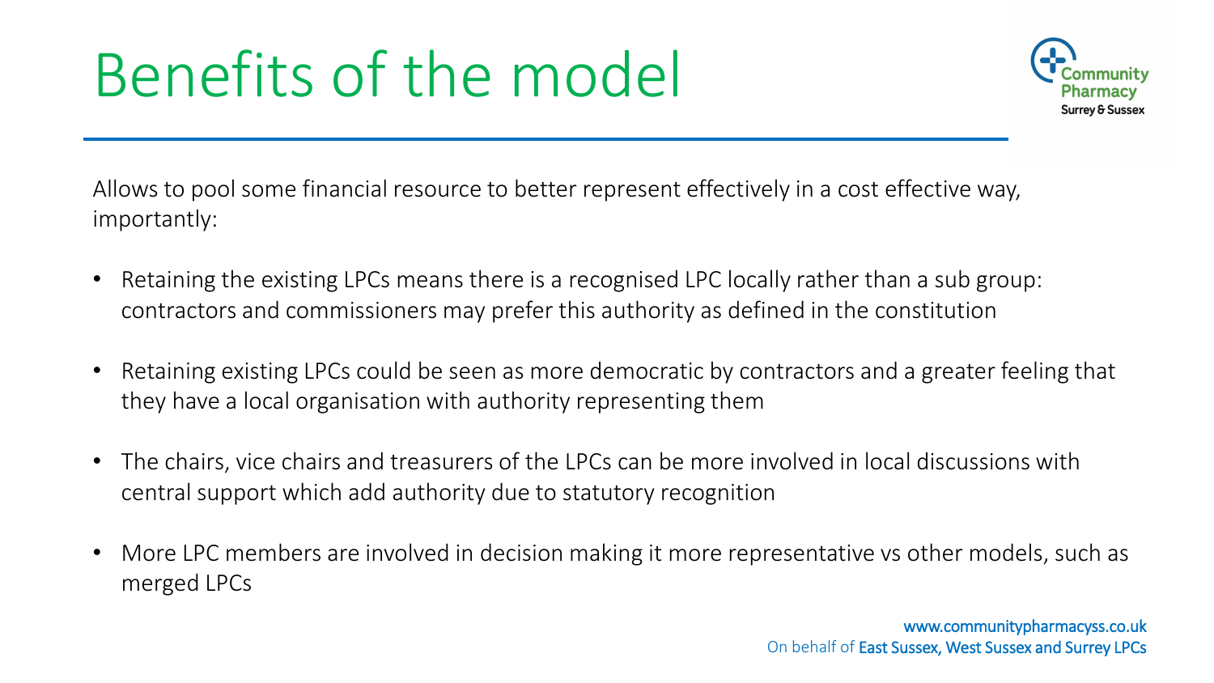# Benefits of the model

Allows to pool some financial resource to better represent effectively in a cost effective way, importantly:

- Retaining the existing LPCs means there is a recognised LPC locally rather than a sub group: contractors and commissioners may prefer this authority as defined in the constitution
- Retaining existing LPCs could be seen as more democratic by contractors and a greater feeling that they have a local organisation with authority representing them
- The chairs, vice chairs and treasurers of the LPCs can be more involved in local discussions with central support which add authority due to statutory recognition
- More LPC members are involved in decision making it more representative vs other models, such as merged LPCs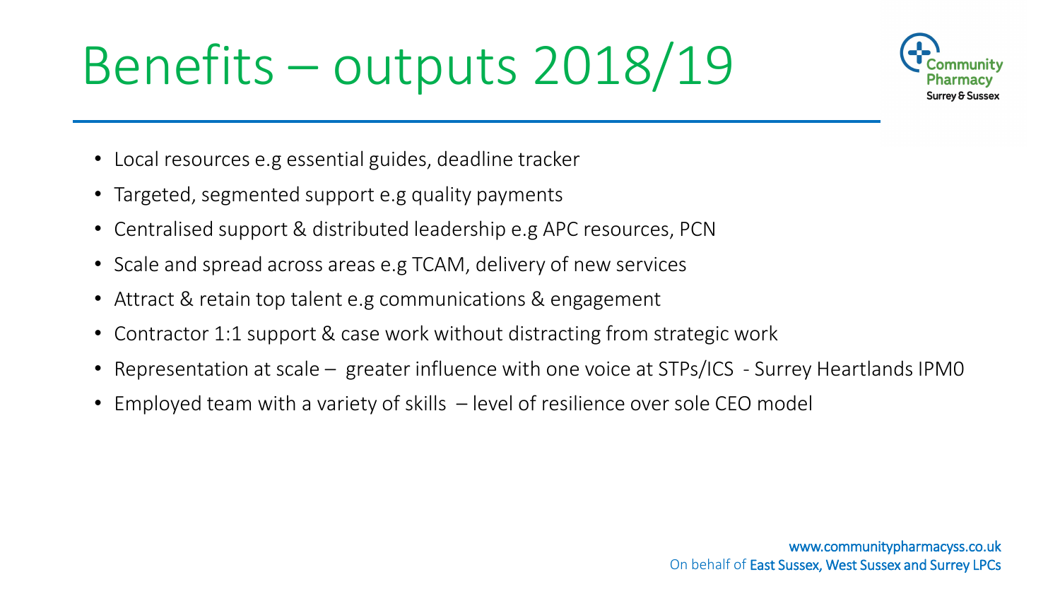# Benefits – outputs 2018/19

- Local resources e.g essential guides, deadline tracker
- Targeted, segmented support e.g quality payments
- Centralised support & distributed leadership e.g APC resources, PCN
- Scale and spread across areas e.g TCAM, delivery of new services
- Attract & retain top talent e.g communications & engagement
- Contractor 1:1 support & case work without distracting from strategic work
- Representation at scale – greater influence with one voice at STPs/ICS - Surrey Heartlands IPM0
- Employed team with a variety of skills – level of resilience over sole CEO model

www.communitypharmacyss.co.uk
On behalf of East Sussex, West Sussex and Surrey LPCs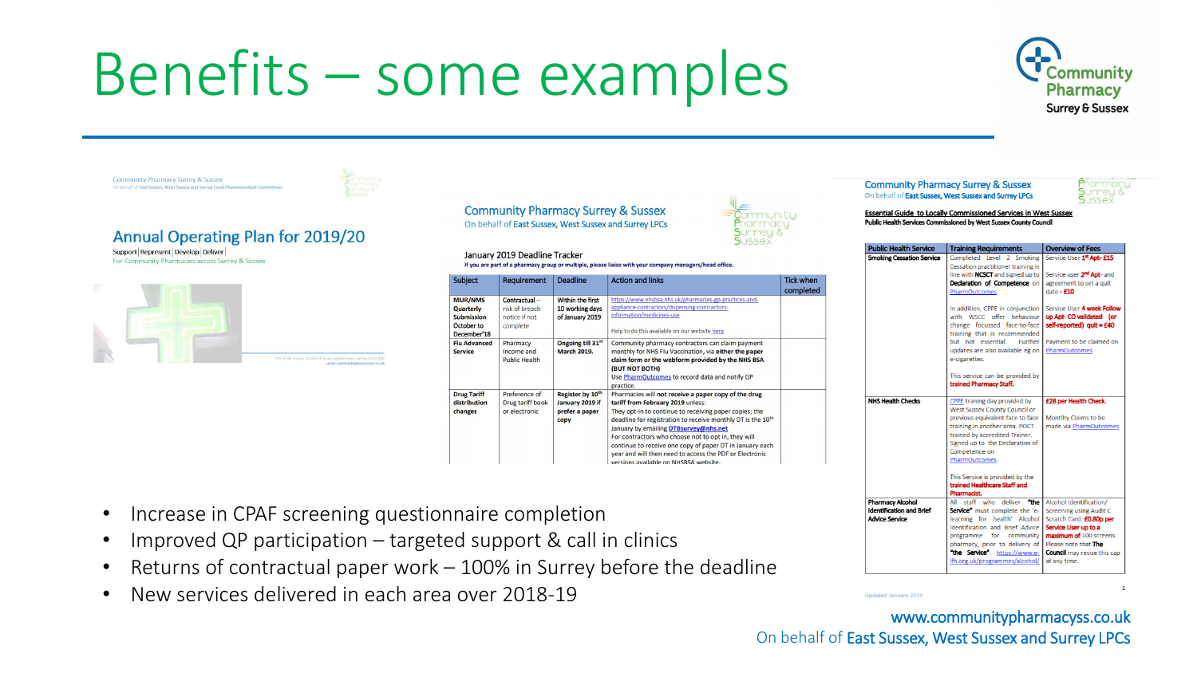# Benefits – some examples

- Increase in CPAF screening questionnaire completion
- Improved QP participation – targeted support & call in clinics
- Returns of contractual paper work – 100% in Surrey before the deadline
- New services delivered in each area over 2018-19

www.communitypharmacyss.co.uk

On behalf of East Sussex, West Sussex and Surrey LPCs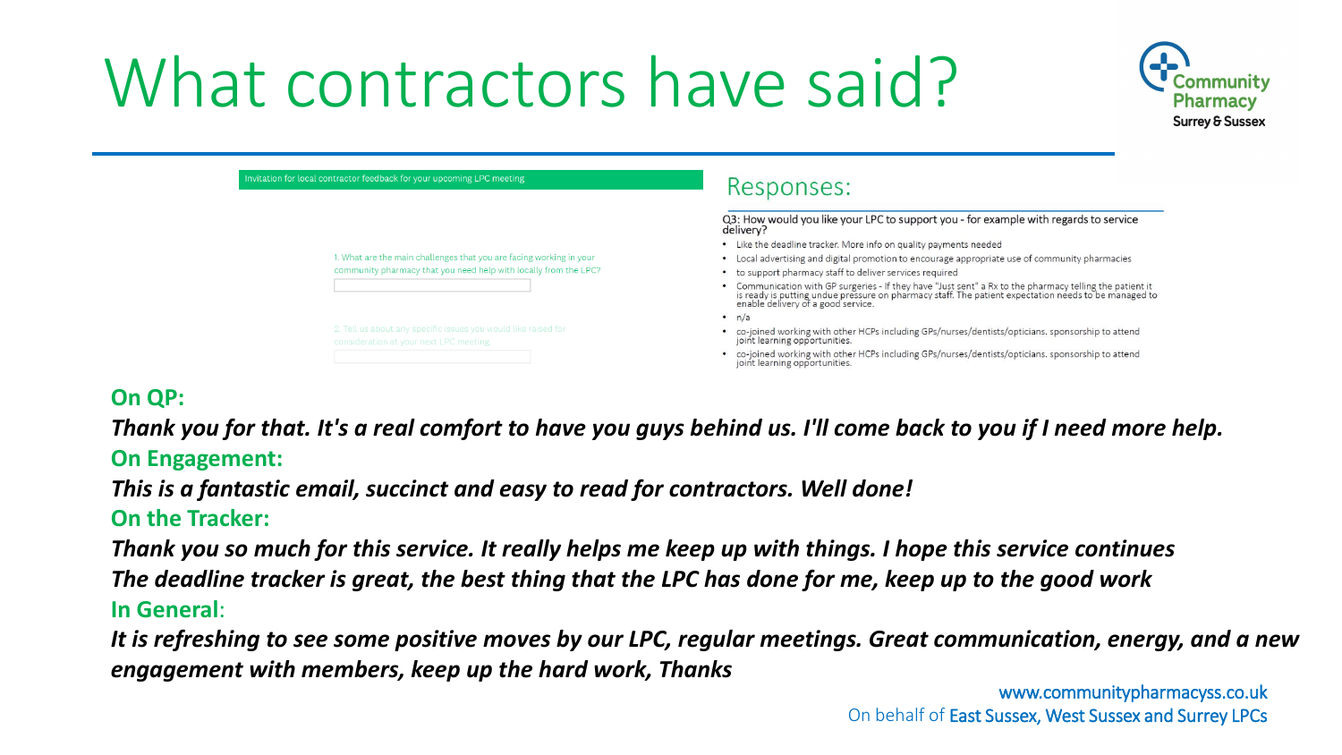# What contractors have said?

Invitation for local contractor feedback for your upcoming LPC meeting

1. What are the main challenges that you are facing working in your community pharmacy that you need help with locally from the LPC?

2. Tell us about any specific issues you would like raised for consideration at your next LPC meeting

## Responses:

Q3: How would you like your LPC to support you - for example with regards to service delivery?

- Like the deadline tracker. More info on quality payments needed
- Local advertising and digital promotion to encourage appropriate use of community pharmacies
- to support pharmacy staff to deliver services required
- Communication with GP surgeries - If they have "Just sent" a Rx to the pharmacy telling the patient it is ready is putting undue pressure on pharmacy staff. The patient expectation needs to be managed to enable delivery of a good service.
- n/a
- co-joined working with other HCPs including GPs/nurses/dentists/opticians. sponsorship to attend joint learning opportunities.
- co-joined working with other HCPs including GPs/nurses/dentists/opticians. sponsorship to attend joint learning opportunities.

**On QP:**

***Thank you for that. It's a real comfort to have you guys behind us. I'll come back to you if I need more help.***

**On Engagement:**

***This is a fantastic email, succinct and easy to read for contractors. Well done!***

**On the Tracker:**

***Thank you so much for this service. It really helps me keep up with things. I hope this service continues***

***The deadline tracker is great, the best thing that the LPC has done for me, keep up to the good work***

**In General**:

***It is refreshing to see some positive moves by our LPC, regular meetings. Great communication, energy, and a new engagement with members, keep up the hard work, Thanks***

www.communitypharmacyss.co.uk

On behalf of East Sussex, West Sussex and Surrey LPCs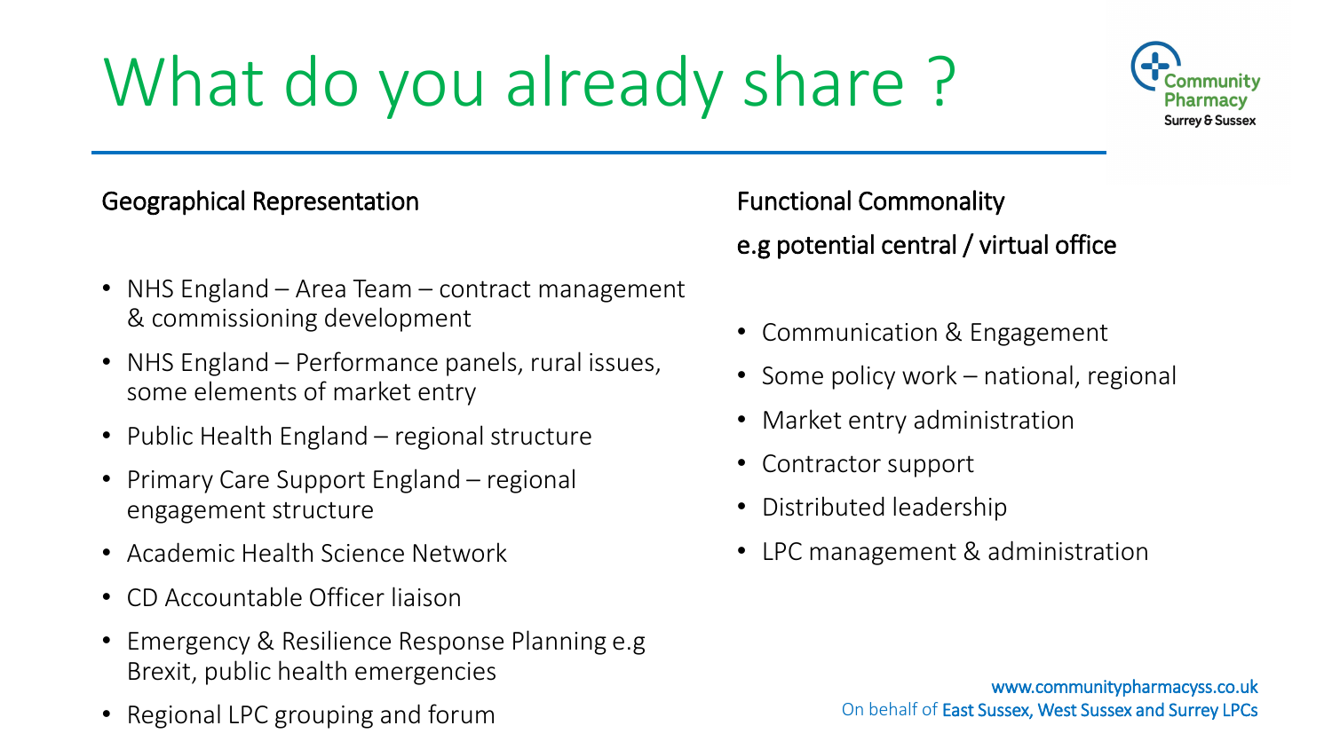# What do you already share ?

## Geographical Representation

- NHS England – Area Team – contract management & commissioning development
- NHS England – Performance panels, rural issues, some elements of market entry
- Public Health England – regional structure
- Primary Care Support England – regional engagement structure
- Academic Health Science Network
- CD Accountable Officer liaison
- Emergency & Resilience Response Planning e.g Brexit, public health emergencies
- Regional LPC grouping and forum

## Functional Commonality

e.g potential central / virtual office

- Communication & Engagement
- Some policy work – national, regional
- Market entry administration
- Contractor support
- Distributed leadership
- LPC management & administration

www.communitypharmacyss.co.uk
On behalf of East Sussex, West Sussex and Surrey LPCs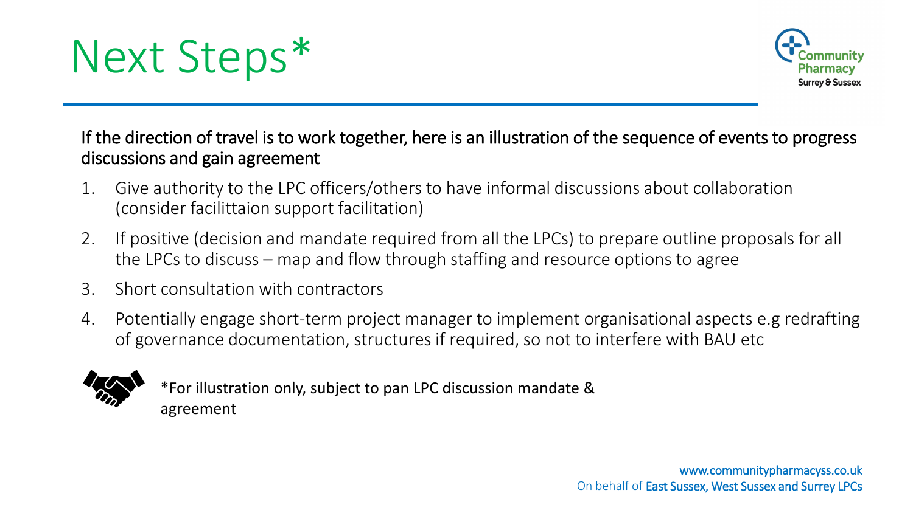# Next Steps*

If the direction of travel is to work together, here is an illustration of the sequence of events to progress discussions and gain agreement

1. Give authority to the LPC officers/others to have informal discussions about collaboration (consider facilittaion support facilitation)
2. If positive (decision and mandate required from all the LPCs) to prepare outline proposals for all the LPCs to discuss – map and flow through staffing and resource options to agree
3. Short consultation with contractors
4. Potentially engage short-term project manager to implement organisational aspects e.g redrafting of governance documentation, structures if required, so not to interfere with BAU etc

*For illustration only, subject to pan LPC discussion mandate & agreement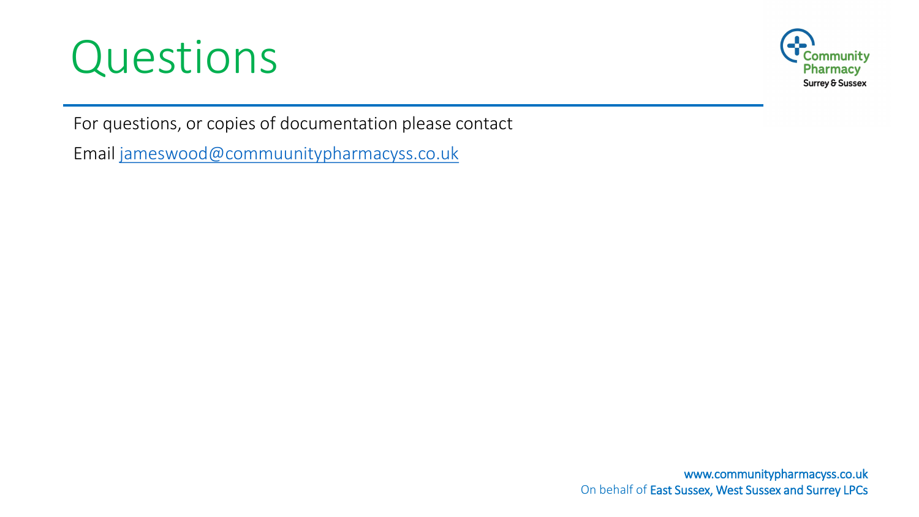# Questions

For questions, or copies of documentation please contact

Email [jameswood@commuunitypharmacyss.co.uk](mailto:jameswood@commuunitypharmacyss.co.uk)

www.communitypharmacyss.co.uk
On behalf of East Sussex, West Sussex and Surrey LPCs